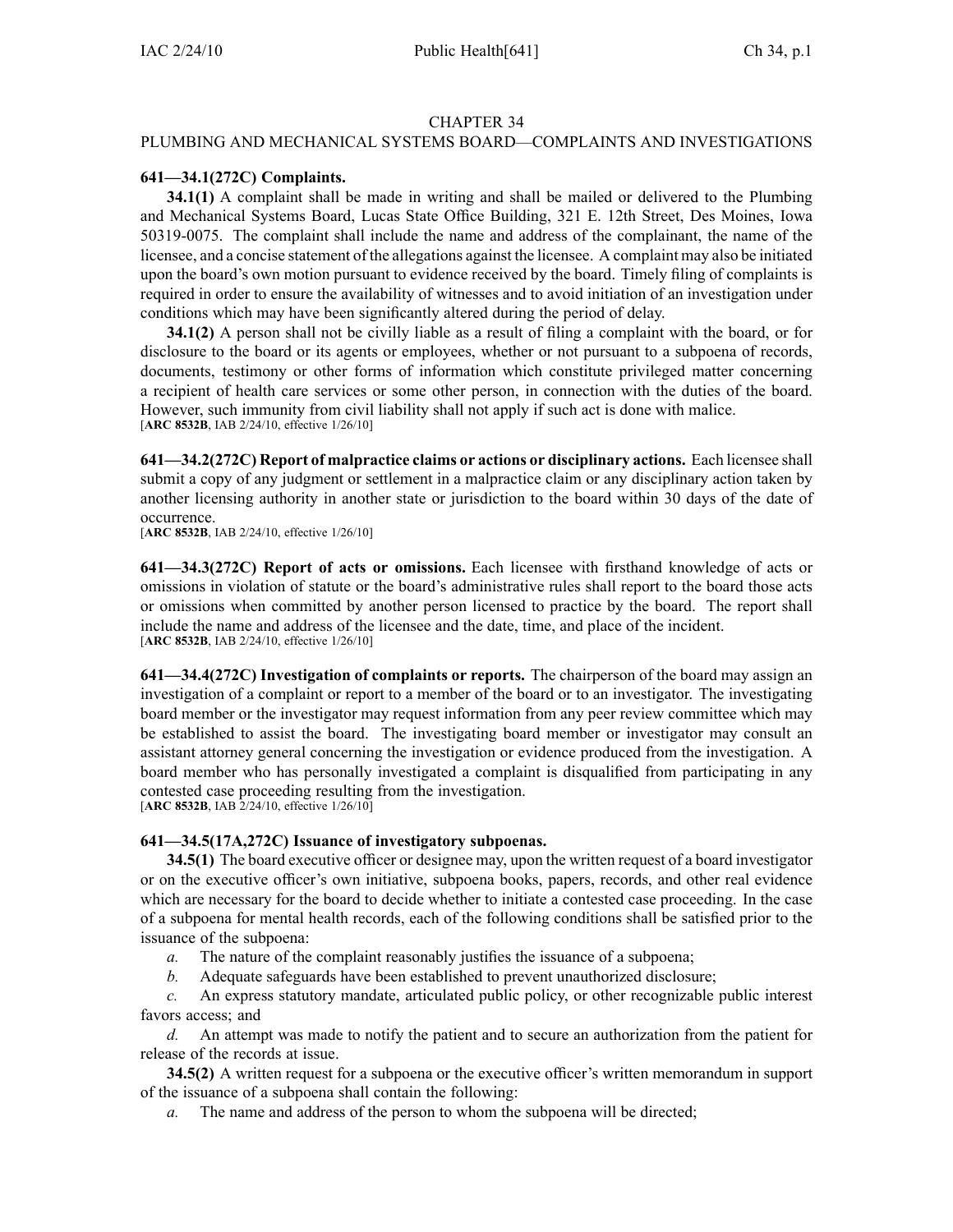# CHAPTER 34

## PLUMBING AND MECHANICAL SYSTEMS BOARD—COMPLAINTS AND INVESTIGATIONS

**641—34.1(272C) Complaints.**

**34.1(1)** A complaint shall be made in writing and shall be mailed or delivered to the Plumbing and Mechanical Systems Board, Lucas State Office Building, 321 E. 12th Street, Des Moines, Iowa 50319-0075. The complaint shall include the name and address of the complainant, the name of the licensee, and a concise statement of the allegations against the licensee. A complaint may also be initiated upon the board's own motion pursuant to evidence received by the board. Timely filing of complaints is required in order to ensure the availability of witnesses and to avoid initiation of an investigation under conditions which may have been significantly altered during the period of delay.

**34.1(2)** A person shall not be civilly liable as a result of filing a complaint with the board, or for disclosure to the board or its agents or employees, whether or not pursuant to a subpoena of records, documents, testimony or other forms of information which constitute privileged matter concerning a recipient of health care services or some other person, in connection with the duties of the board. However, such immunity from civil liability shall not apply if such act is done with malice.
[**ARC 8532B**, IAB 2/24/10, effective 1/26/10]

**641—34.2(272C) Report of malpractice claims or actions or disciplinary actions.** Each licensee shall submit a copy of any judgment or settlement in a malpractice claim or any disciplinary action taken by another licensing authority in another state or jurisdiction to the board within 30 days of the date of occurrence.
[**ARC 8532B**, IAB 2/24/10, effective 1/26/10]

**641—34.3(272C) Report of acts or omissions.** Each licensee with firsthand knowledge of acts or omissions in violation of statute or the board's administrative rules shall report to the board those acts or omissions when committed by another person licensed to practice by the board. The report shall include the name and address of the licensee and the date, time, and place of the incident.
[**ARC 8532B**, IAB 2/24/10, effective 1/26/10]

**641—34.4(272C) Investigation of complaints or reports.** The chairperson of the board may assign an investigation of a complaint or report to a member of the board or to an investigator. The investigating board member or the investigator may request information from any peer review committee which may be established to assist the board. The investigating board member or investigator may consult an assistant attorney general concerning the investigation or evidence produced from the investigation. A board member who has personally investigated a complaint is disqualified from participating in any contested case proceeding resulting from the investigation.
[**ARC 8532B**, IAB 2/24/10, effective 1/26/10]

**641—34.5(17A,272C) Issuance of investigatory subpoenas.**

**34.5(1)** The board executive officer or designee may, upon the written request of a board investigator or on the executive officer's own initiative, subpoena books, papers, records, and other real evidence which are necessary for the board to decide whether to initiate a contested case proceeding. In the case of a subpoena for mental health records, each of the following conditions shall be satisfied prior to the issuance of the subpoena:

*a.* The nature of the complaint reasonably justifies the issuance of a subpoena;

*b.* Adequate safeguards have been established to prevent unauthorized disclosure;

*c.* An express statutory mandate, articulated public policy, or other recognizable public interest favors access; and

*d.* An attempt was made to notify the patient and to secure an authorization from the patient for release of the records at issue.

**34.5(2)** A written request for a subpoena or the executive officer's written memorandum in support of the issuance of a subpoena shall contain the following:

*a.* The name and address of the person to whom the subpoena will be directed;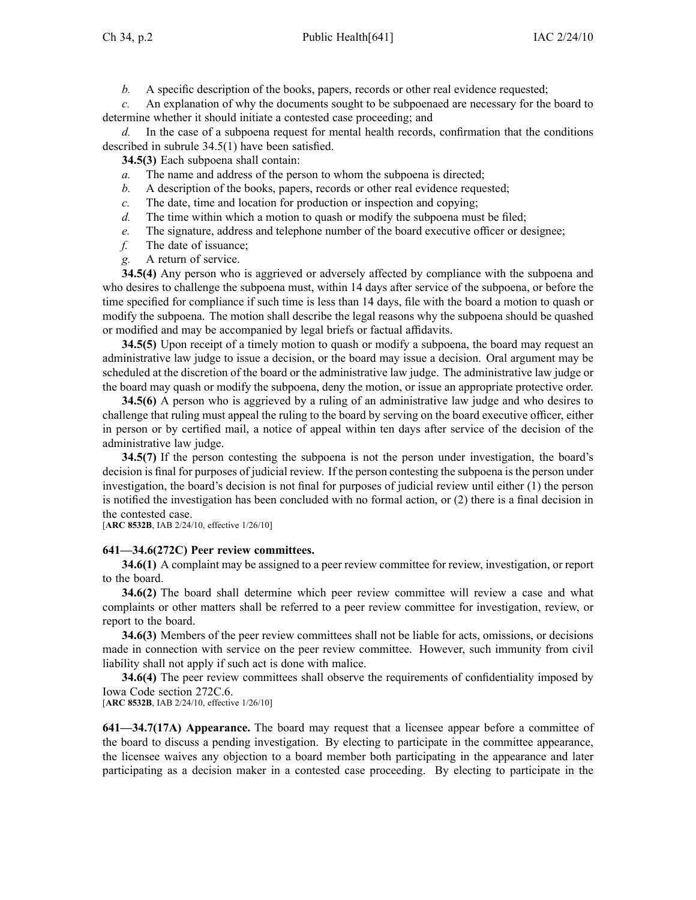*b.* A specific description of the books, papers, records or other real evidence requested;

*c.* An explanation of why the documents sought to be subpoenaed are necessary for the board to determine whether it should initiate a contested case proceeding; and

*d.* In the case of a subpoena request for mental health records, confirmation that the conditions described in subrule 34.5(1) have been satisfied.

**34.5(3)** Each subpoena shall contain:

*a.* The name and address of the person to whom the subpoena is directed;

*b.* A description of the books, papers, records or other real evidence requested;

*c.* The date, time and location for production or inspection and copying;

*d.* The time within which a motion to quash or modify the subpoena must be filed;

*e.* The signature, address and telephone number of the board executive officer or designee;

*f.* The date of issuance;

*g.* A return of service.

**34.5(4)** Any person who is aggrieved or adversely affected by compliance with the subpoena and who desires to challenge the subpoena must, within 14 days after service of the subpoena, or before the time specified for compliance if such time is less than 14 days, file with the board a motion to quash or modify the subpoena. The motion shall describe the legal reasons why the subpoena should be quashed or modified and may be accompanied by legal briefs or factual affidavits.

**34.5(5)** Upon receipt of a timely motion to quash or modify a subpoena, the board may request an administrative law judge to issue a decision, or the board may issue a decision. Oral argument may be scheduled at the discretion of the board or the administrative law judge. The administrative law judge or the board may quash or modify the subpoena, deny the motion, or issue an appropriate protective order.

**34.5(6)** A person who is aggrieved by a ruling of an administrative law judge and who desires to challenge that ruling must appeal the ruling to the board by serving on the board executive officer, either in person or by certified mail, a notice of appeal within ten days after service of the decision of the administrative law judge.

**34.5(7)** If the person contesting the subpoena is not the person under investigation, the board's decision is final for purposes of judicial review. If the person contesting the subpoena is the person under investigation, the board's decision is not final for purposes of judicial review until either (1) the person is notified the investigation has been concluded with no formal action, or (2) there is a final decision in the contested case.

[**ARC 8532B**, IAB 2/24/10, effective 1/26/10]

**641—34.6(272C) Peer review committees.**

**34.6(1)** A complaint may be assigned to a peer review committee for review, investigation, or report to the board.

**34.6(2)** The board shall determine which peer review committee will review a case and what complaints or other matters shall be referred to a peer review committee for investigation, review, or report to the board.

**34.6(3)** Members of the peer review committees shall not be liable for acts, omissions, or decisions made in connection with service on the peer review committee. However, such immunity from civil liability shall not apply if such act is done with malice.

**34.6(4)** The peer review committees shall observe the requirements of confidentiality imposed by Iowa Code section 272C.6.

[**ARC 8532B**, IAB 2/24/10, effective 1/26/10]

**641—34.7(17A) Appearance.** The board may request that a licensee appear before a committee of the board to discuss a pending investigation. By electing to participate in the committee appearance, the licensee waives any objection to a board member both participating in the appearance and later participating as a decision maker in a contested case proceeding. By electing to participate in the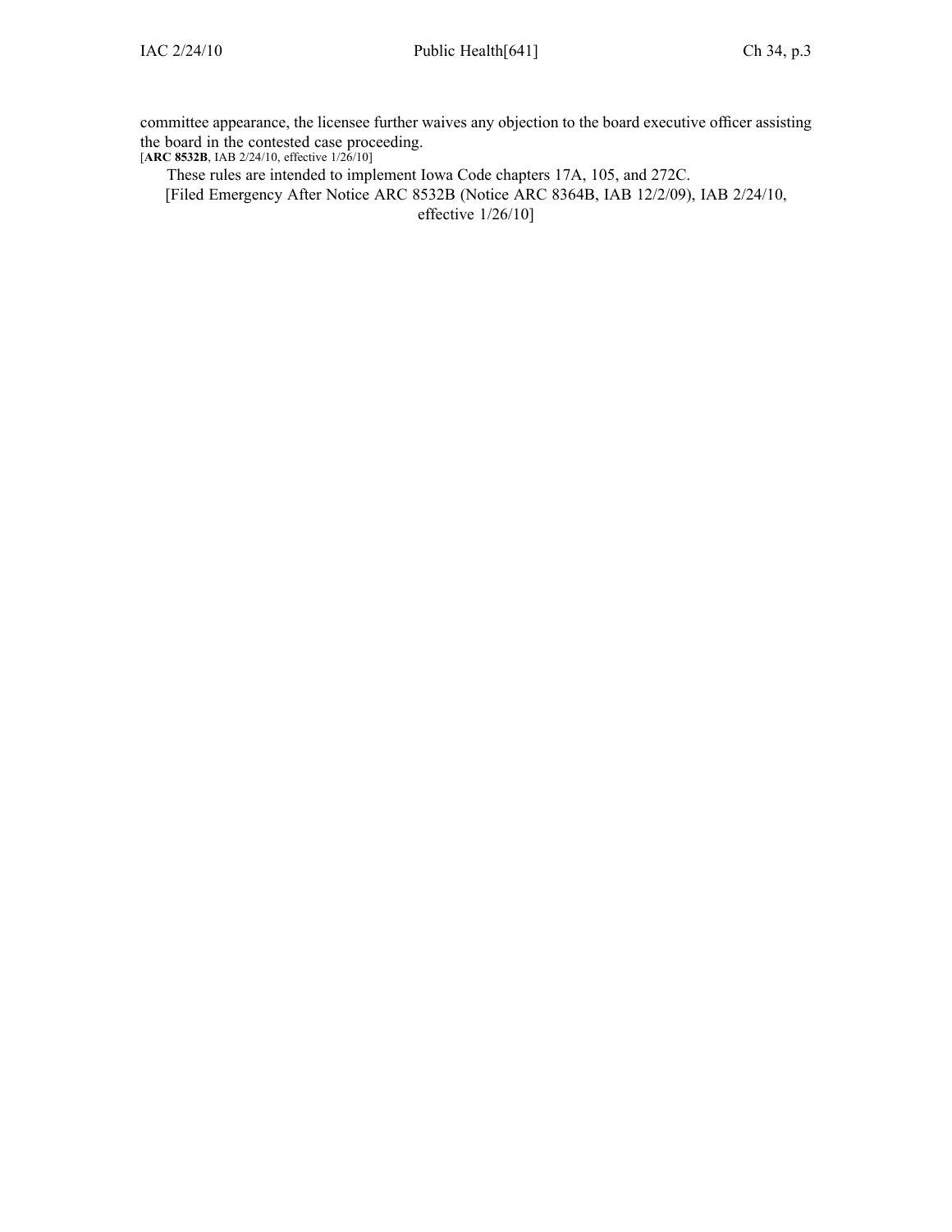committee appearance, the licensee further waives any objection to the board executive officer assisting the board in the contested case proceeding.
[**ARC 8532B**, IAB 2/24/10, effective 1/26/10]

These rules are intended to implement Iowa Code chapters 17A, 105, and 272C.

[Filed Emergency After Notice ARC 8532B (Notice ARC 8364B, IAB 12/2/09), IAB 2/24/10, effective 1/26/10]